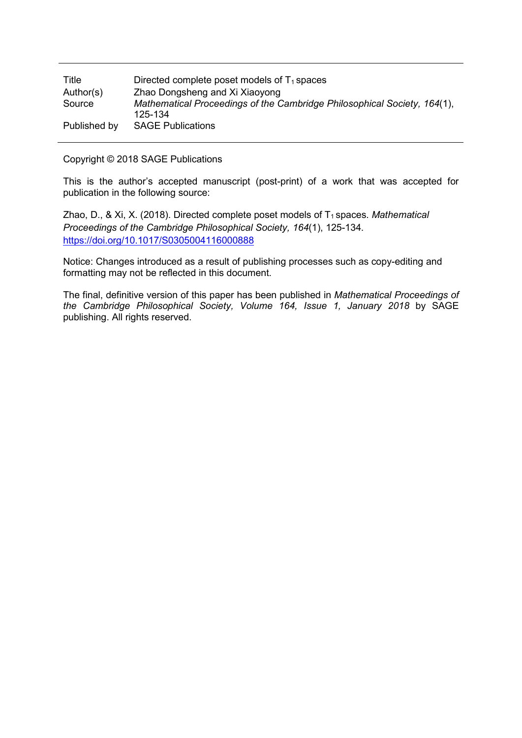| | |
|---|---|
| Title | Directed complete poset models of $T_1$ spaces |
| Author(s) | Zhao Dongsheng and Xi Xiaoyong |
| Source | *Mathematical Proceedings of the Cambridge Philosophical Society, 164*(1), 125-134 |
| Published by | SAGE Publications |

Copyright © 2018 SAGE Publications

This is the author's accepted manuscript (post-print) of a work that was accepted for publication in the following source:

Zhao, D., & Xi, X. (2018). Directed complete poset models of $T_1$ spaces. *Mathematical Proceedings of the Cambridge Philosophical Society, 164*(1), 125-134. https://doi.org/10.1017/S0305004116000888

Notice: Changes introduced as a result of publishing processes such as copy-editing and formatting may not be reflected in this document.

The final, definitive version of this paper has been published in *Mathematical Proceedings of the Cambridge Philosophical Society, Volume 164, Issue 1, January 2018* by SAGE publishing. All rights reserved.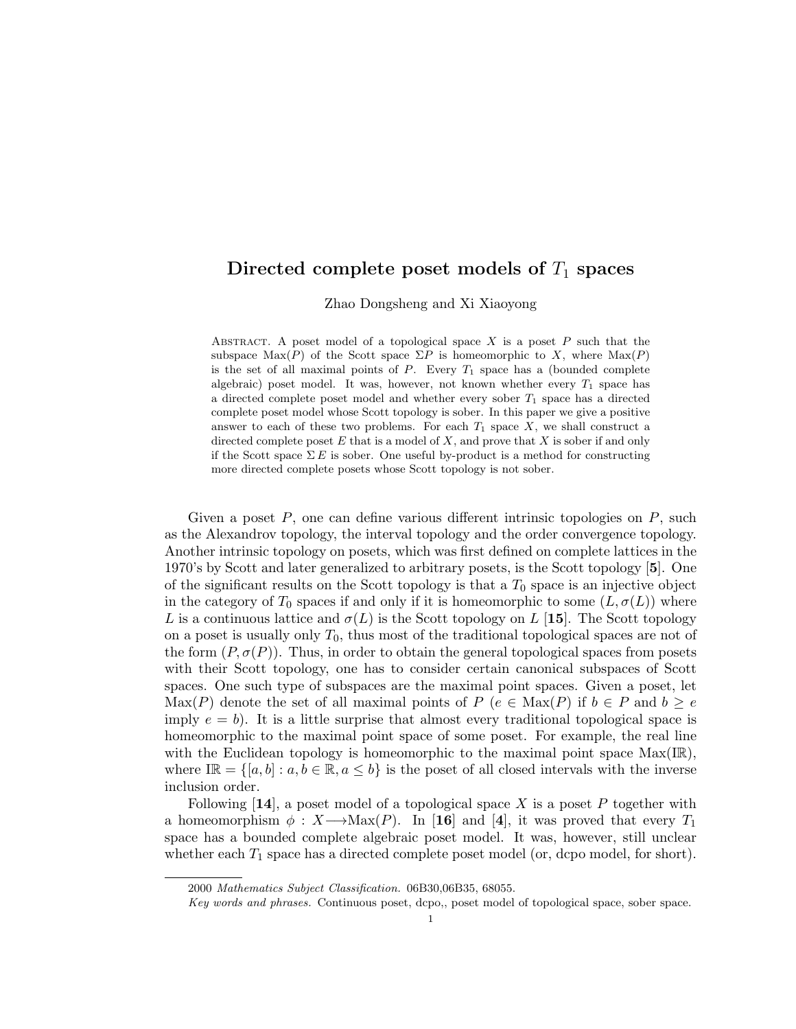# Directed complete poset models of $T_1$ spaces

Zhao Dongsheng and Xi Xiaoyong

Abstract. A poset model of a topological space $X$ is a poset $P$ such that the subspace $\mathrm{Max}(P)$ of the Scott space $\Sigma P$ is homeomorphic to $X$, where $\mathrm{Max}(P)$ is the set of all maximal points of $P$. Every $T_1$ space has a (bounded complete algebraic) poset model. It was, however, not known whether every $T_1$ space has a directed complete poset model and whether every sober $T_1$ space has a directed complete poset model whose Scott topology is sober. In this paper we give a positive answer to each of these two problems. For each $T_1$ space $X$, we shall construct a directed complete poset $E$ that is a model of $X$, and prove that $X$ is sober if and only if the Scott space $\Sigma\, E$ is sober. One useful by-product is a method for constructing more directed complete posets whose Scott topology is not sober.

Given a poset $P$, one can define various different intrinsic topologies on $P$, such as the Alexandrov topology, the interval topology and the order convergence topology. Another intrinsic topology on posets, which was first defined on complete lattices in the 1970's by Scott and later generalized to arbitrary posets, is the Scott topology [**5**]. One of the significant results on the Scott topology is that a $T_0$ space is an injective object in the category of $T_0$ spaces if and only if it is homeomorphic to some $(L, \sigma(L))$ where $L$ is a continuous lattice and $\sigma(L)$ is the Scott topology on $L$ [**15**]. The Scott topology on a poset is usually only $T_0$, thus most of the traditional topological spaces are not of the form $(P, \sigma(P))$. Thus, in order to obtain the general topological spaces from posets with their Scott topology, one has to consider certain canonical subspaces of Scott spaces. One such type of subspaces are the maximal point spaces. Given a poset, let $\mathrm{Max}(P)$ denote the set of all maximal points of $P$ ($e \in \mathrm{Max}(P)$ if $b \in P$ and $b \geq e$ imply $e = b$). It is a little surprise that almost every traditional topological space is homeomorphic to the maximal point space of some poset. For example, the real line with the Euclidean topology is homeomorphic to the maximal point space $\mathrm{Max}(\mathrm{I\!R})$, where $\mathrm{I\!R} = \{[a, b] : a, b \in \mathbb{R}, a \leq b\}$ is the poset of all closed intervals with the inverse inclusion order.

Following [**14**], a poset model of a topological space $X$ is a poset $P$ together with a homeomorphism $\phi : X \longrightarrow \mathrm{Max}(P)$. In [**16**] and [**4**], it was proved that every $T_1$ space has a bounded complete algebraic poset model. It was, however, still unclear whether each $T_1$ space has a directed complete poset model (or, dcpo model, for short).

2000 *Mathematics Subject Classification.* 06B30,06B35, 68055.

*Key words and phrases.* Continuous poset, dcpo,, poset model of topological space, sober space.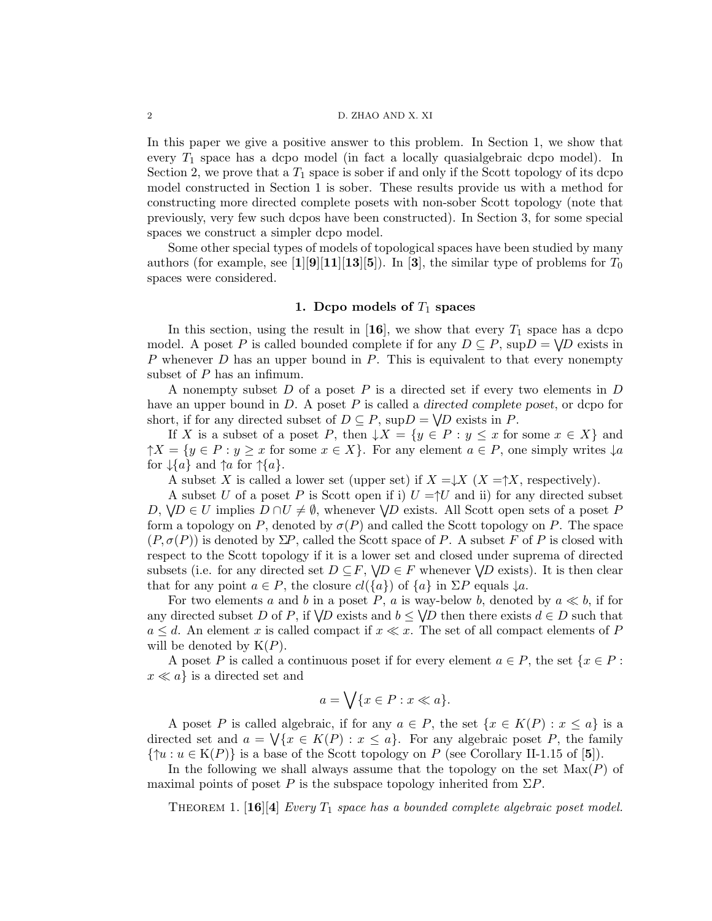In this paper we give a positive answer to this problem. In Section 1, we show that every $T_1$ space has a dcpo model (in fact a locally quasialgebraic dcpo model). In Section 2, we prove that a $T_1$ space is sober if and only if the Scott topology of its dcpo model constructed in Section 1 is sober. These results provide us with a method for constructing more directed complete posets with non-sober Scott topology (note that previously, very few such dcpos have been constructed). In Section 3, for some special spaces we construct a simpler dcpo model.

Some other special types of models of topological spaces have been studied by many authors (for example, see [**1**][**9**][**11**][**13**][**5**]). In [**3**], the similar type of problems for $T_0$ spaces were considered.

## 1. Dcpo models of $T_1$ spaces

In this section, using the result in [**16**], we show that every $T_1$ space has a dcpo model. A poset $P$ is called bounded complete if for any $D \subseteq P$, $\sup D = \bigvee D$ exists in $P$ whenever $D$ has an upper bound in $P$. This is equivalent to that every nonempty subset of $P$ has an infimum.

A nonempty subset $D$ of a poset $P$ is a directed set if every two elements in $D$ have an upper bound in $D$. A poset $P$ is called a *directed complete poset*, or dcpo for short, if for any directed subset of $D \subseteq P$, $\sup D = \bigvee D$ exists in $P$.

If $X$ is a subset of a poset $P$, then $\downarrow X = \{y \in P : y \leq x \text{ for some } x \in X\}$ and $\uparrow X = \{y \in P : y \geq x \text{ for some } x \in X\}$. For any element $a \in P$, one simply writes $\downarrow a$ for $\downarrow\{a\}$ and $\uparrow a$ for $\uparrow\{a\}$.

A subset $X$ is called a lower set (upper set) if $X = \downarrow X$ ($X = \uparrow X$, respectively).

A subset $U$ of a poset $P$ is Scott open if i) $U = \uparrow U$ and ii) for any directed subset $D$, $\bigvee D \in U$ implies $D \cap U \neq \emptyset$, whenever $\bigvee D$ exists. All Scott open sets of a poset $P$ form a topology on $P$, denoted by $\sigma(P)$ and called the Scott topology on $P$. The space $(P, \sigma(P))$ is denoted by $\Sigma P$, called the Scott space of $P$. A subset $F$ of $P$ is closed with respect to the Scott topology if it is a lower set and closed under suprema of directed subsets (i.e. for any directed set $D \subseteq F$, $\bigvee D \in F$ whenever $\bigvee D$ exists). It is then clear that for any point $a \in P$, the closure $cl(\{a\})$ of $\{a\}$ in $\Sigma P$ equals $\downarrow a$.

For two elements $a$ and $b$ in a poset $P$, $a$ is way-below $b$, denoted by $a \ll b$, if for any directed subset $D$ of $P$, if $\bigvee D$ exists and $b \leq \bigvee D$ then there exists $d \in D$ such that $a \leq d$. An element $x$ is called compact if $x \ll x$. The set of all compact elements of $P$ will be denoted by $\mathrm{K}(P)$.

A poset $P$ is called a continuous poset if for every element $a \in P$, the set $\{x \in P : x \ll a\}$ is a directed set and

$$a = \bigvee \{x \in P : x \ll a\}.$$

A poset $P$ is called algebraic, if for any $a \in P$, the set $\{x \in K(P) : x \leq a\}$ is a directed set and $a = \bigvee\{x \in K(P) : x \leq a\}$. For any algebraic poset $P$, the family $\{\uparrow u : u \in \mathrm{K}(P)\}$ is a base of the Scott topology on $P$ (see Corollary II-1.15 of [**5**]).

In the following we shall always assume that the topology on the set $\mathrm{Max}(P)$ of maximal points of poset $P$ is the subspace topology inherited from $\Sigma P$.

Theorem 1. [**16**][**4**] *Every $T_1$ space has a bounded complete algebraic poset model.*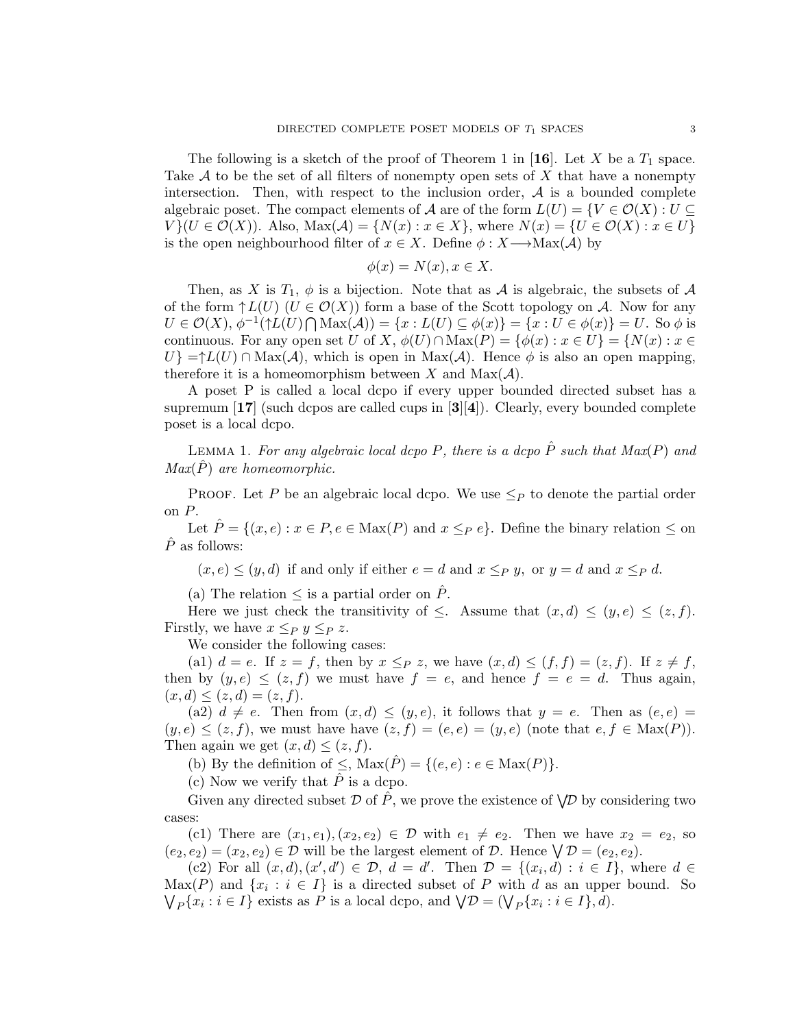The following is a sketch of the proof of Theorem 1 in [**16**]. Let $X$ be a $T_1$ space. Take $\mathcal{A}$ to be the set of all filters of nonempty open sets of $X$ that have a nonempty intersection. Then, with respect to the inclusion order, $\mathcal{A}$ is a bounded complete algebraic poset. The compact elements of $\mathcal{A}$ are of the form $L(U) = \{V \in \mathcal{O}(X) : U \subseteq V\} (U \in \mathcal{O}(X))$. Also, $\mathrm{Max}(\mathcal{A}) = \{N(x) : x \in X\}$, where $N(x) = \{U \in \mathcal{O}(X) : x \in U\}$ is the open neighbourhood filter of $x \in X$. Define $\phi : X \longrightarrow \mathrm{Max}(\mathcal{A})$ by

$$\phi(x) = N(x), x \in X.$$

Then, as $X$ is $T_1$, $\phi$ is a bijection. Note that as $\mathcal{A}$ is algebraic, the subsets of $\mathcal{A}$ of the form $\uparrow L(U)$ $(U \in \mathcal{O}(X))$ form a base of the Scott topology on $\mathcal{A}$. Now for any $U \in \mathcal{O}(X)$, $\phi^{-1}(\uparrow L(U) \bigcap \mathrm{Max}(\mathcal{A})) = \{x : L(U) \subseteq \phi(x)\} = \{x : U \in \phi(x)\} = U$. So $\phi$ is continuous. For any open set $U$ of $X$, $\phi(U) \cap \mathrm{Max}(P) = \{\phi(x) : x \in U\} = \{N(x) : x \in U\} = \uparrow L(U) \cap \mathrm{Max}(\mathcal{A})$, which is open in $\mathrm{Max}(\mathcal{A})$. Hence $\phi$ is also an open mapping, therefore it is a homeomorphism between $X$ and $\mathrm{Max}(\mathcal{A})$.

A poset P is called a local dcpo if every upper bounded directed subset has a supremum [**17**] (such dcpos are called cups in [**3**][**4**]). Clearly, every bounded complete poset is a local dcpo.

Lemma 1. *For any algebraic local dcpo $P$, there is a dcpo $\hat{P}$ such that $Max(P)$ and $Max(\hat{P})$ are homeomorphic.*

Proof. Let $P$ be an algebraic local dcpo. We use $\leq_P$ to denote the partial order on $P$.

Let $\hat{P} = \{(x, e) : x \in P, e \in \mathrm{Max}(P) \text{ and } x \leq_P e\}$. Define the binary relation $\leq$ on $\hat{P}$ as follows:

$(x, e) \leq (y, d)$ if and only if either $e = d$ and $x \leq_P y$, or $y = d$ and $x \leq_P d$.

(a) The relation $\leq$ is a partial order on $\hat{P}$.

Here we just check the transitivity of $\leq$. Assume that $(x, d) \leq (y, e) \leq (z, f)$. Firstly, we have $x \leq_P y \leq_P z$.

We consider the following cases:

(a1) $d = e$. If $z = f$, then by $x \leq_P z$, we have $(x, d) \leq (f, f) = (z, f)$. If $z \neq f$, then by $(y, e) \leq (z, f)$ we must have $f = e$, and hence $f = e = d$. Thus again, $(x, d) \leq (z, d) = (z, f)$.

(a2) $d \neq e$. Then from $(x, d) \leq (y, e)$, it follows that $y = e$. Then as $(e, e) = (y, e) \leq (z, f)$, we must have have $(z, f) = (e, e) = (y, e)$ (note that $e, f \in \mathrm{Max}(P)$). Then again we get $(x, d) \leq (z, f)$.

(b) By the definition of $\leq$, $\mathrm{Max}(\hat{P}) = \{(e, e) : e \in \mathrm{Max}(P)\}$.

(c) Now we verify that $\hat{P}$ is a dcpo.

Given any directed subset $\mathcal{D}$ of $\hat{P}$, we prove the existence of $\bigvee \mathcal{D}$ by considering two cases:

(c1) There are $(x_1, e_1), (x_2, e_2) \in \mathcal{D}$ with $e_1 \neq e_2$. Then we have $x_2 = e_2$, so $(e_2, e_2) = (x_2, e_2) \in \mathcal{D}$ will be the largest element of $\mathcal{D}$. Hence $\bigvee \mathcal{D} = (e_2, e_2)$.

(c2) For all $(x, d), (x', d') \in \mathcal{D}$, $d = d'$. Then $\mathcal{D} = \{(x_i, d) : i \in I\}$, where $d \in \mathrm{Max}(P)$ and $\{x_i : i \in I\}$ is a directed subset of $P$ with $d$ as an upper bound. So $\bigvee_P \{x_i : i \in I\}$ exists as $P$ is a local dcpo, and $\bigvee \mathcal{D} = (\bigvee_P \{x_i : i \in I\}, d)$.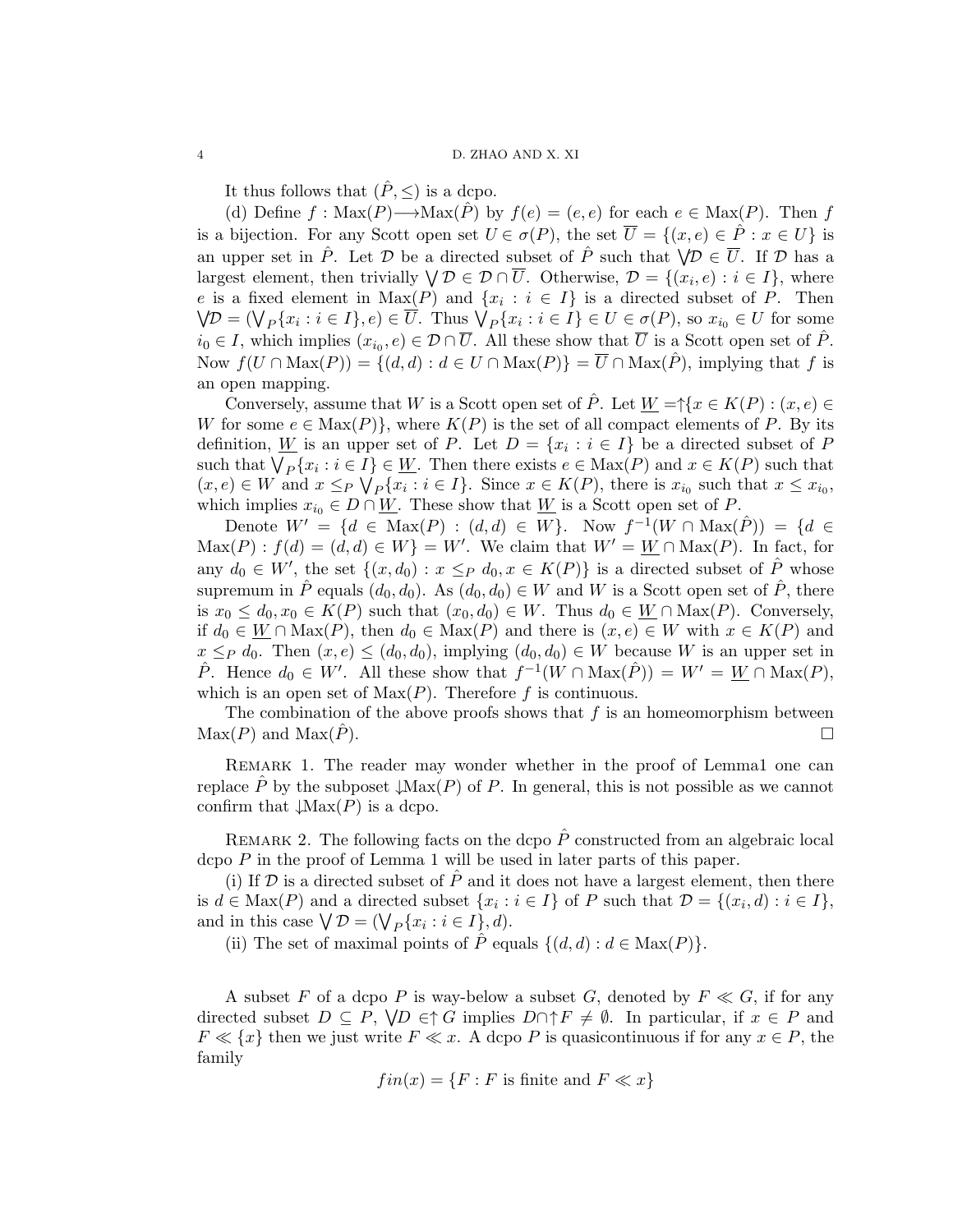It thus follows that $(\hat{P}, \leq)$ is a dcpo.

(d) Define $f : \mathrm{Max}(P) \longrightarrow \mathrm{Max}(\hat{P})$ by $f(e) = (e, e)$ for each $e \in \mathrm{Max}(P)$. Then $f$ is a bijection. For any Scott open set $U \in \sigma(P)$, the set $\overline{U} = \{(x, e) \in \hat{P} : x \in U\}$ is an upper set in $\hat{P}$. Let $\mathcal{D}$ be a directed subset of $\hat{P}$ such that $\bigvee \mathcal{D} \in \overline{U}$. If $\mathcal{D}$ has a largest element, then trivially $\bigvee \mathcal{D} \in \mathcal{D} \cap \overline{U}$. Otherwise, $\mathcal{D} = \{(x_i, e) : i \in I\}$, where $e$ is a fixed element in $\mathrm{Max}(P)$ and $\{x_i : i \in I\}$ is a directed subset of $P$. Then $\bigvee \mathcal{D} = (\bigvee_P \{x_i : i \in I\}, e) \in \overline{U}$. Thus $\bigvee_P \{x_i : i \in I\} \in U \in \sigma(P)$, so $x_{i_0} \in U$ for some $i_0 \in I$, which implies $(x_{i_0}, e) \in \mathcal{D} \cap \overline{U}$. All these show that $\overline{U}$ is a Scott open set of $\hat{P}$. Now $f(U \cap \mathrm{Max}(P)) = \{(d, d) : d \in U \cap \mathrm{Max}(P)\} = \overline{U} \cap \mathrm{Max}(\hat{P})$, implying that $f$ is an open mapping.

Conversely, assume that $W$ is a Scott open set of $\hat{P}$. Let $\underline{W} = \uparrow\{x \in K(P) : (x, e) \in W$ for some $e \in \mathrm{Max}(P)\}$, where $K(P)$ is the set of all compact elements of $P$. By its definition, $\underline{W}$ is an upper set of $P$. Let $D = \{x_i : i \in I\}$ be a directed subset of $P$ such that $\bigvee_P \{x_i : i \in I\} \in \underline{W}$. Then there exists $e \in \mathrm{Max}(P)$ and $x \in K(P)$ such that $(x, e) \in W$ and $x \leq_P \bigvee_P \{x_i : i \in I\}$. Since $x \in K(P)$, there is $x_{i_0}$ such that $x \leq x_{i_0}$, which implies $x_{i_0} \in D \cap \underline{W}$. These show that $\underline{W}$ is a Scott open set of $P$.

Denote $W' = \{d \in \mathrm{Max}(P) : (d, d) \in W\}$. Now $f^{-1}(W \cap \mathrm{Max}(\hat{P})) = \{d \in \mathrm{Max}(P) : f(d) = (d, d) \in W\} = W'$. We claim that $W' = \underline{W} \cap \mathrm{Max}(P)$. In fact, for any $d_0 \in W'$, the set $\{(x, d_0) : x \leq_P d_0, x \in K(P)\}$ is a directed subset of $\hat{P}$ whose supremum in $\hat{P}$ equals $(d_0, d_0)$. As $(d_0, d_0) \in W$ and $W$ is a Scott open set of $\hat{P}$, there is $x_0 \leq d_0, x_0 \in K(P)$ such that $(x_0, d_0) \in W$. Thus $d_0 \in \underline{W} \cap \mathrm{Max}(P)$. Conversely, if $d_0 \in \underline{W} \cap \mathrm{Max}(P)$, then $d_0 \in \mathrm{Max}(P)$ and there is $(x, e) \in W$ with $x \in K(P)$ and $x \leq_P d_0$. Then $(x, e) \leq (d_0, d_0)$, implying $(d_0, d_0) \in W$ because $W$ is an upper set in $\hat{P}$. Hence $d_0 \in W'$. All these show that $f^{-1}(W \cap \mathrm{Max}(\hat{P})) = W' = \underline{W} \cap \mathrm{Max}(P)$, which is an open set of $\mathrm{Max}(P)$. Therefore $f$ is continuous.

The combination of the above proofs shows that $f$ is an homeomorphism between $\mathrm{Max}(P)$ and $\mathrm{Max}(\hat{P})$. $\square$

Remark 1. The reader may wonder whether in the proof of Lemma1 one can replace $\hat{P}$ by the subposet $\downarrow\mathrm{Max}(P)$ of $P$. In general, this is not possible as we cannot confirm that $\downarrow\mathrm{Max}(P)$ is a dcpo.

Remark 2. The following facts on the dcpo $\hat{P}$ constructed from an algebraic local dcpo $P$ in the proof of Lemma 1 will be used in later parts of this paper.

(i) If $\mathcal{D}$ is a directed subset of $\hat{P}$ and it does not have a largest element, then there is $d \in \mathrm{Max}(P)$ and a directed subset $\{x_i : i \in I\}$ of $P$ such that $\mathcal{D} = \{(x_i, d) : i \in I\}$, and in this case $\bigvee \mathcal{D} = (\bigvee_P \{x_i : i \in I\}, d)$.

(ii) The set of maximal points of $\hat{P}$ equals $\{(d, d) : d \in \mathrm{Max}(P)\}$.

A subset $F$ of a dcpo $P$ is way-below a subset $G$, denoted by $F \ll G$, if for any directed subset $D \subseteq P$, $\bigvee D \in \uparrow G$ implies $D \cap \uparrow F \neq \emptyset$. In particular, if $x \in P$ and $F \ll \{x\}$ then we just write $F \ll x$. A dcpo $P$ is quasicontinuous if for any $x \in P$, the family

$$fin(x) = \{F : F \text{ is finite and } F \ll x\}$$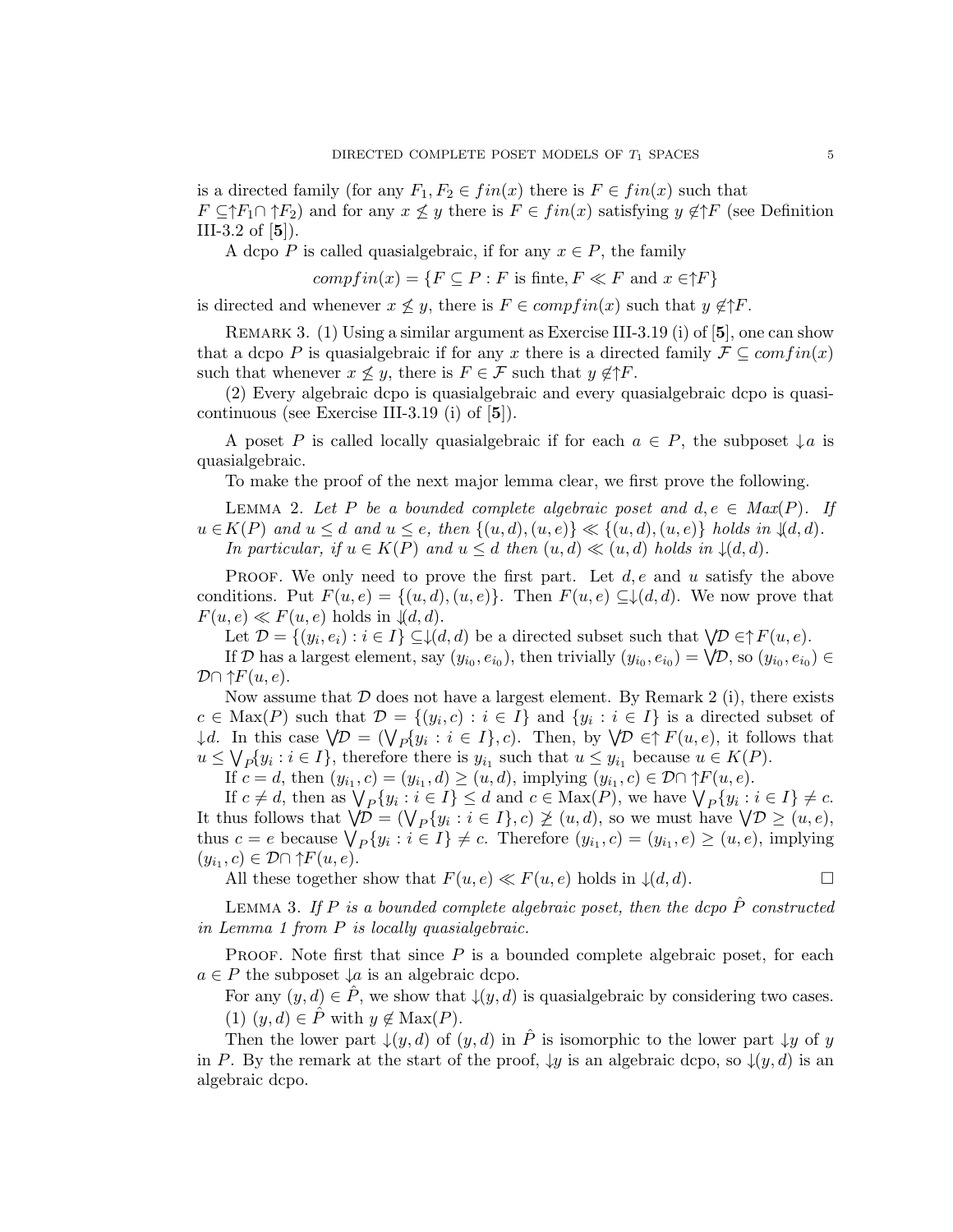is a directed family (for any $F_1, F_2 \in fin(x)$ there is $F \in fin(x)$ such that $F \subseteq\uparrow F_1 \cap \uparrow F_2$) and for any $x \not\leq y$ there is $F \in fin(x)$ satisfying $y \notin\uparrow F$ (see Definition III-3.2 of [**5**]).

A dcpo $P$ is called quasialgebraic, if for any $x \in P$, the family

$$compfin(x) = \{F \subseteq P : F \text{ is finte}, F \ll F \text{ and } x \in\uparrow F\}$$

is directed and whenever $x \not\leq y$, there is $F \in compfin(x)$ such that $y \notin\uparrow F$.

Remark 3. (1) Using a similar argument as Exercise III-3.19 (i) of [**5**], one can show that a dcpo $P$ is quasialgebraic if for any $x$ there is a directed family $\mathcal{F} \subseteq comfin(x)$ such that whenever $x \not\leq y$, there is $F \in \mathcal{F}$ such that $y \notin\uparrow F$.

(2) Every algebraic dcpo is quasialgebraic and every quasialgebraic dcpo is quasicontinuous (see Exercise III-3.19 (i) of [**5**]).

A poset $P$ is called locally quasialgebraic if for each $a \in P$, the subposet $\downarrow a$ is quasialgebraic.

To make the proof of the next major lemma clear, we first prove the following.

Lemma 2. *Let $P$ be a bounded complete algebraic poset and $d, e \in Max(P)$. If $u \in K(P)$ and $u \leq d$ and $u \leq e$, then $\{(u, d), (u, e)\} \ll \{(u, d), (u, e)\}$ holds in $\Downarrow(d, d)$.*

*In particular, if $u \in K(P)$ and $u \leq d$ then $(u, d) \ll (u, d)$ holds in $\downarrow(d, d)$.*

Proof. We only need to prove the first part. Let $d, e$ and $u$ satisfy the above conditions. Put $F(u, e) = \{(u, d), (u, e)\}$. Then $F(u, e) \subseteq\downarrow(d, d)$. We now prove that $F(u, e) \ll F(u, e)$ holds in $\Downarrow(d, d)$.

Let $\mathcal{D} = \{(y_i, e_i) : i \in I\} \subseteq\downarrow(d, d)$ be a directed subset such that $\bigvee \mathcal{D} \in\uparrow F(u, e)$.

If $\mathcal{D}$ has a largest element, say $(y_{i_0}, e_{i_0})$, then trivially $(y_{i_0}, e_{i_0}) = \bigvee \mathcal{D}$, so $(y_{i_0}, e_{i_0}) \in \mathcal{D} \cap \uparrow F(u, e)$.

Now assume that $\mathcal{D}$ does not have a largest element. By Remark 2 (i), there exists $c \in \mathrm{Max}(P)$ such that $\mathcal{D} = \{(y_i, c) : i \in I\}$ and $\{y_i : i \in I\}$ is a directed subset of $\downarrow d$. In this case $\bigvee \mathcal{D} = (\bigvee_P \{y_i : i \in I\}, c)$. Then, by $\bigvee \mathcal{D} \in\uparrow F(u, e)$, it follows that $u \leq \bigvee_P \{y_i : i \in I\}$, therefore there is $y_{i_1}$ such that $u \leq y_{i_1}$ because $u \in K(P)$.

If $c = d$, then $(y_{i_1}, c) = (y_{i_1}, d) \geq (u, d)$, implying $(y_{i_1}, c) \in \mathcal{D} \cap \uparrow F(u, e)$.

If $c \neq d$, then as $\bigvee_P \{y_i : i \in I\} \leq d$ and $c \in \mathrm{Max}(P)$, we have $\bigvee_P \{y_i : i \in I\} \neq c$. It thus follows that $\bigvee \mathcal{D} = (\bigvee_P \{y_i : i \in I\}, c) \not\geq (u, d)$, so we must have $\bigvee \mathcal{D} \geq (u, e)$, thus $c = e$ because $\bigvee_P \{y_i : i \in I\} \neq c$. Therefore $(y_{i_1}, c) = (y_{i_1}, e) \geq (u, e)$, implying $(y_{i_1}, c) \in \mathcal{D} \cap \uparrow F(u, e)$.

All these together show that $F(u, e) \ll F(u, e)$ holds in $\downarrow(d, d)$. $\square$

Lemma 3. *If $P$ is a bounded complete algebraic poset, then the dcpo $\hat{P}$ constructed in Lemma 1 from $P$ is locally quasialgebraic.*

Proof. Note first that since $P$ is a bounded complete algebraic poset, for each $a \in P$ the subposet $\downarrow a$ is an algebraic dcpo.

For any $(y, d) \in \hat{P}$, we show that $\downarrow(y, d)$ is quasialgebraic by considering two cases.

(1) $(y, d) \in \hat{P}$ with $y \notin \mathrm{Max}(P)$.

Then the lower part $\downarrow(y, d)$ of $(y, d)$ in $\hat{P}$ is isomorphic to the lower part $\downarrow y$ of $y$ in $P$. By the remark at the start of the proof, $\downarrow y$ is an algebraic dcpo, so $\downarrow(y, d)$ is an algebraic dcpo.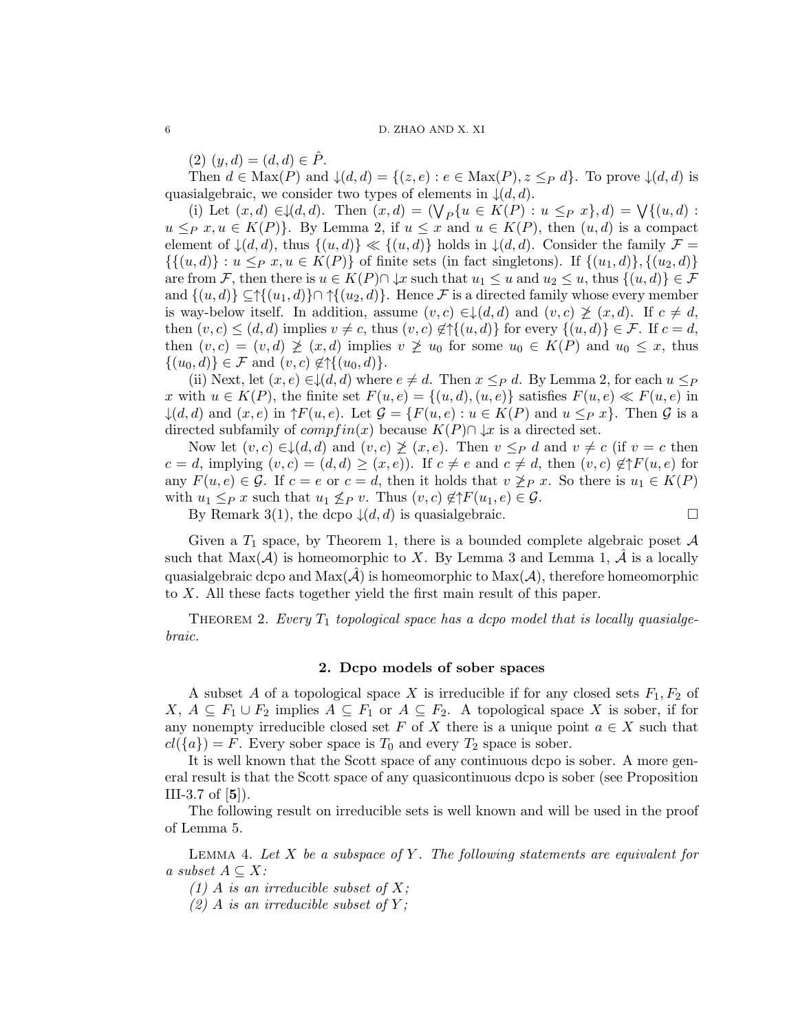(2) $(y, d) = (d, d) \in \hat{P}$.

Then $d \in \mathrm{Max}(P)$ and $\downarrow(d, d) = \{(z, e) : e \in \mathrm{Max}(P), z \leq_P d\}$. To prove $\downarrow(d, d)$ is quasialgebraic, we consider two types of elements in $\downarrow(d, d)$.

(i) Let $(x, d) \in\downarrow(d, d)$. Then $(x, d) = (\bigvee_P\{u \in K(P) : u \leq_P x\}, d) = \bigvee\{(u, d) : u \leq_P x, u \in K(P)\}$. By Lemma 2, if $u \leq x$ and $u \in K(P)$, then $(u, d)$ is a compact element of $\downarrow(d, d)$, thus $\{(u, d)\} \ll \{(u, d)\}$ holds in $\downarrow(d, d)$. Consider the family $\mathcal{F} = \{\{(u, d)\} : u \leq_P x, u \in K(P)\}$ of finite sets (in fact singletons). If $\{(u_1, d)\}, \{(u_2, d)\}$ are from $\mathcal{F}$, then there is $u \in K(P)\cap \downarrow x$ such that $u_1 \leq u$ and $u_2 \leq u$, thus $\{(u, d)\} \in \mathcal{F}$ and $\{(u, d)\} \subseteq\uparrow\{(u_1, d)\}\cap \uparrow\{(u_2, d)\}$. Hence $\mathcal{F}$ is a directed family whose every member is way-below itself. In addition, assume $(v, c) \in\downarrow(d, d)$ and $(v, c) \not\geq (x, d)$. If $c \neq d$, then $(v, c) \leq (d, d)$ implies $v \neq c$, thus $(v, c) \notin\uparrow\{(u, d)\}$ for every $\{(u, d)\} \in \mathcal{F}$. If $c = d$, then $(v, c) = (v, d) \not\geq (x, d)$ implies $v \not\geq u_0$ for some $u_0 \in K(P)$ and $u_0 \leq x$, thus $\{(u_0, d)\} \in \mathcal{F}$ and $(v, c) \notin\uparrow\{(u_0, d)\}$.

(ii) Next, let $(x, e) \in\downarrow(d, d)$ where $e \neq d$. Then $x \leq_P d$. By Lemma 2, for each $u \leq_P x$ with $u \in K(P)$, the finite set $F(u, e) = \{(u, d), (u, e)\}$ satisfies $F(u, e) \ll F(u, e)$ in $\downarrow(d, d)$ and $(x, e)$ in $\uparrow F(u, e)$. Let $\mathcal{G} = \{F(u, e) : u \in K(P) \text{ and } u \leq_P x\}$. Then $\mathcal{G}$ is a directed subfamily of $compfin(x)$ because $K(P)\cap \downarrow x$ is a directed set.

Now let $(v, c) \in\downarrow(d, d)$ and $(v, c) \not\geq (x, e)$. Then $v \leq_P d$ and $v \neq c$ (if $v = c$ then $c = d$, implying $(v, c) = (d, d) \geq (x, e)$). If $c \neq e$ and $c \neq d$, then $(v, c) \notin\uparrow F(u, e)$ for any $F(u, e) \in \mathcal{G}$. If $c = e$ or $c = d$, then it holds that $v \not\geq_P x$. So there is $u_1 \in K(P)$ with $u_1 \leq_P x$ such that $u_1 \not\leq_P v$. Thus $(v, c) \notin\uparrow F(u_1, e) \in \mathcal{G}$.

By Remark 3(1), the dcpo $\downarrow(d, d)$ is quasialgebraic. $\square$

Given a $T_1$ space, by Theorem 1, there is a bounded complete algebraic poset $\mathcal{A}$ such that $\mathrm{Max}(\mathcal{A})$ is homeomorphic to $X$. By Lemma 3 and Lemma 1, $\hat{\mathcal{A}}$ is a locally quasialgebraic dcpo and $\mathrm{Max}(\hat{\mathcal{A}})$ is homeomorphic to $\mathrm{Max}(\mathcal{A})$, therefore homeomorphic to $X$. All these facts together yield the first main result of this paper.

Theorem 2. *Every $T_1$ topological space has a dcpo model that is locally quasialgebraic.*

## 2. Dcpo models of sober spaces

A subset $A$ of a topological space $X$ is irreducible if for any closed sets $F_1, F_2$ of $X$, $A \subseteq F_1 \cup F_2$ implies $A \subseteq F_1$ or $A \subseteq F_2$. A topological space $X$ is sober, if for any nonempty irreducible closed set $F$ of $X$ there is a unique point $a \in X$ such that $cl(\{a\}) = F$. Every sober space is $T_0$ and every $T_2$ space is sober.

It is well known that the Scott space of any continuous dcpo is sober. A more general result is that the Scott space of any quasicontinuous dcpo is sober (see Proposition III-3.7 of [**5**]).

The following result on irreducible sets is well known and will be used in the proof of Lemma 5.

Lemma 4. *Let $X$ be a subspace of $Y$. The following statements are equivalent for a subset $A \subseteq X$:*

*(1) $A$ is an irreducible subset of $X$;*

*(2) $A$ is an irreducible subset of $Y$;*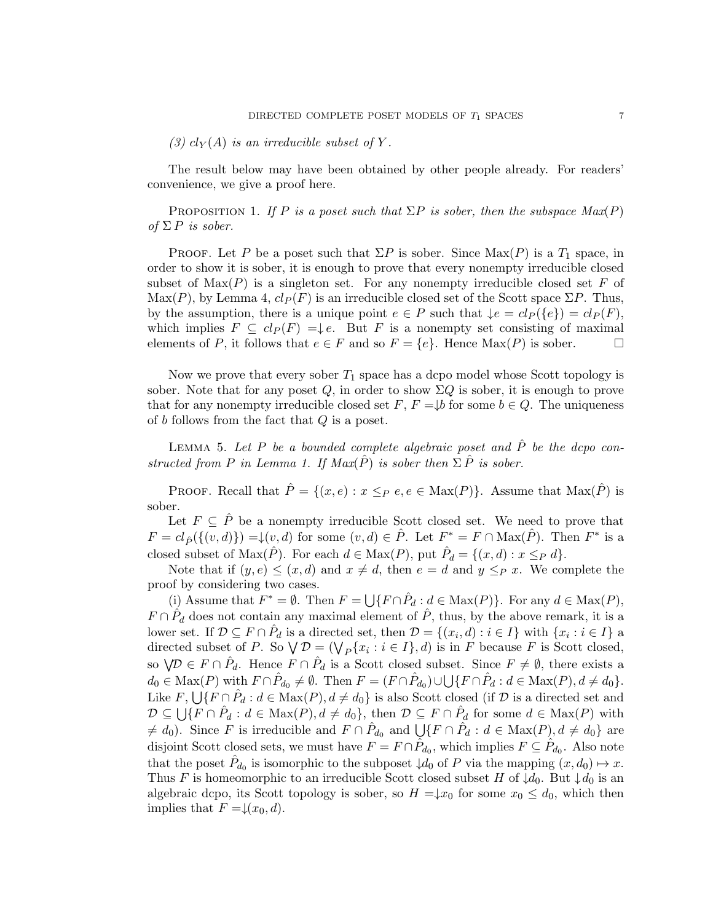*(3) $cl_Y(A)$ is an irreducible subset of $Y$.*

The result below may have been obtained by other people already. For readers' convenience, we give a proof here.

Proposition 1. *If $P$ is a poset such that $\Sigma P$ is sober, then the subspace $Max(P)$ of $\Sigma P$ is sober.*

Proof. Let $P$ be a poset such that $\Sigma P$ is sober. Since $\mathrm{Max}(P)$ is a $T_1$ space, in order to show it is sober, it is enough to prove that every nonempty irreducible closed subset of $\mathrm{Max}(P)$ is a singleton set. For any nonempty irreducible closed set $F$ of $\mathrm{Max}(P)$, by Lemma 4, $cl_P(F)$ is an irreducible closed set of the Scott space $\Sigma P$. Thus, by the assumption, there is a unique point $e \in P$ such that $\downarrow e = cl_P(\{e\}) = cl_P(F)$, which implies $F \subseteq cl_P(F) = \downarrow e$. But $F$ is a nonempty set consisting of maximal elements of $P$, it follows that $e \in F$ and so $F = \{e\}$. Hence $\mathrm{Max}(P)$ is sober. $\square$

Now we prove that every sober $T_1$ space has a dcpo model whose Scott topology is sober. Note that for any poset $Q$, in order to show $\Sigma Q$ is sober, it is enough to prove that for any nonempty irreducible closed set $F$, $F = \downarrow b$ for some $b \in Q$. The uniqueness of $b$ follows from the fact that $Q$ is a poset.

Lemma 5. *Let $P$ be a bounded complete algebraic poset and $\hat{P}$ be the dcpo constructed from $P$ in Lemma 1. If $Max(\hat{P})$ is sober then $\Sigma \hat{P}$ is sober.*

Proof. Recall that $\hat{P} = \{(x, e) : x \leq_P e, e \in \mathrm{Max}(P)\}$. Assume that $\mathrm{Max}(\hat{P})$ is sober.

Let $F \subseteq \hat{P}$ be a nonempty irreducible Scott closed set. We need to prove that $F = cl_{\hat{P}}(\{(v, d)\}) = \downarrow(v, d)$ for some $(v, d) \in \hat{P}$. Let $F^* = F \cap \mathrm{Max}(\hat{P})$. Then $F^*$ is a closed subset of $\mathrm{Max}(\hat{P})$. For each $d \in \mathrm{Max}(P)$, put $\hat{P}_d = \{(x, d) : x \leq_P d\}$.

Note that if $(y, e) \leq (x, d)$ and $x \neq d$, then $e = d$ and $y \leq_P x$. We complete the proof by considering two cases.

(i) Assume that $F^* = \emptyset$. Then $F = \bigcup\{F \cap \hat{P}_d : d \in \mathrm{Max}(P)\}$. For any $d \in \mathrm{Max}(P)$, $F \cap \hat{P}_d$ does not contain any maximal element of $\hat{P}$, thus, by the above remark, it is a lower set. If $\mathcal{D} \subseteq F \cap \hat{P}_d$ is a directed set, then $\mathcal{D} = \{(x_i, d) : i \in I\}$ with $\{x_i : i \in I\}$ a directed subset of $P$. So $\bigvee \mathcal{D} = (\bigvee_P \{x_i : i \in I\}, d)$ is in $F$ because $F$ is Scott closed, so $\bigvee \mathcal{D} \in F \cap \hat{P}_d$. Hence $F \cap \hat{P}_d$ is a Scott closed subset. Since $F \neq \emptyset$, there exists a $d_0 \in \mathrm{Max}(P)$ with $F \cap \hat{P}_{d_0} \neq \emptyset$. Then $F = (F \cap \hat{P}_{d_0}) \cup \bigcup\{F \cap \hat{P}_d : d \in \mathrm{Max}(P), d \neq d_0\}$. Like $F$, $\bigcup\{F \cap \hat{P}_d : d \in \mathrm{Max}(P), d \neq d_0\}$ is also Scott closed (if $\mathcal{D}$ is a directed set and $\mathcal{D} \subseteq \bigcup\{F \cap \hat{P}_d : d \in \mathrm{Max}(P), d \neq d_0\}$, then $\mathcal{D} \subseteq F \cap \hat{P}_d$ for some $d \in \mathrm{Max}(P)$ with $\neq d_0$). Since $F$ is irreducible and $F \cap \hat{P}_{d_0}$ and $\bigcup\{F \cap \hat{P}_d : d \in \mathrm{Max}(P), d \neq d_0\}$ are disjoint Scott closed sets, we must have $F = F \cap \hat{P}_{d_0}$, which implies $F \subseteq \hat{P}_{d_0}$. Also note that the poset $\hat{P}_{d_0}$ is isomorphic to the subposet $\downarrow d_0$ of $P$ via the mapping $(x, d_0) \mapsto x$. Thus $F$ is homeomorphic to an irreducible Scott closed subset $H$ of $\downarrow d_0$. But $\downarrow d_0$ is an algebraic dcpo, its Scott topology is sober, so $H = \downarrow x_0$ for some $x_0 \leq d_0$, which then implies that $F = \downarrow(x_0, d)$.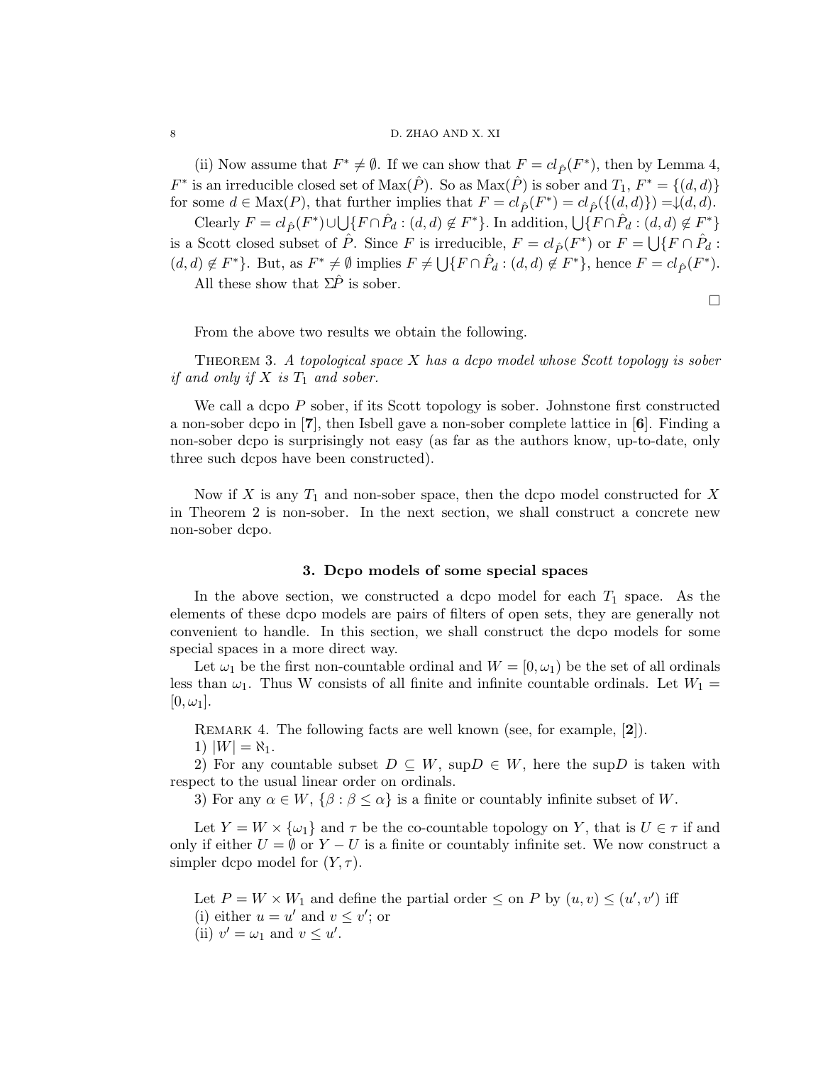(ii) Now assume that $F^* \neq \emptyset$. If we can show that $F = cl_{\hat{P}}(F^*)$, then by Lemma 4, $F^*$ is an irreducible closed set of $\mathrm{Max}(\hat{P})$. So as $\mathrm{Max}(\hat{P})$ is sober and $T_1$, $F^* = \{(d,d)\}$ for some $d \in \mathrm{Max}(P)$, that further implies that $F = cl_{\hat{P}}(F^*) = cl_{\hat{P}}(\{(d,d)\}) = \downarrow(d,d)$.

Clearly $F = cl_{\hat{P}}(F^*) \cup \bigcup\{F \cap \hat{P}_d : (d,d) \notin F^*\}$. In addition, $\bigcup\{F \cap \hat{P}_d : (d,d) \notin F^*\}$ is a Scott closed subset of $\hat{P}$. Since $F$ is irreducible, $F = cl_{\hat{P}}(F^*)$ or $F = \bigcup\{F \cap \hat{P}_d : (d,d) \notin F^*\}$. But, as $F^* \neq \emptyset$ implies $F \neq \bigcup\{F \cap \hat{P}_d : (d,d) \notin F^*\}$, hence $F = cl_{\hat{P}}(F^*)$.

All these show that $\Sigma\hat{P}$ is sober.

□

From the above two results we obtain the following.

Theorem 3. *A topological space $X$ has a dcpo model whose Scott topology is sober if and only if $X$ is $T_1$ and sober.*

We call a dcpo $P$ sober, if its Scott topology is sober. Johnstone first constructed a non-sober dcpo in [**7**], then Isbell gave a non-sober complete lattice in [**6**]. Finding a non-sober dcpo is surprisingly not easy (as far as the authors know, up-to-date, only three such dcpos have been constructed).

Now if $X$ is any $T_1$ and non-sober space, then the dcpo model constructed for $X$ in Theorem 2 is non-sober. In the next section, we shall construct a concrete new non-sober dcpo.

## 3. Dcpo models of some special spaces

In the above section, we constructed a dcpo model for each $T_1$ space. As the elements of these dcpo models are pairs of filters of open sets, they are generally not convenient to handle. In this section, we shall construct the dcpo models for some special spaces in a more direct way.

Let $\omega_1$ be the first non-countable ordinal and $W = [0, \omega_1)$ be the set of all ordinals less than $\omega_1$. Thus W consists of all finite and infinite countable ordinals. Let $W_1 = [0, \omega_1]$.

Remark 4. The following facts are well known (see, for example, [**2**]).

1) $|W| = \aleph_1$.

2) For any countable subset $D \subseteq W$, $\sup D \in W$, here the $\sup D$ is taken with respect to the usual linear order on ordinals.

3) For any $\alpha \in W$, $\{\beta : \beta \leq \alpha\}$ is a finite or countably infinite subset of $W$.

Let $Y = W \times \{\omega_1\}$ and $\tau$ be the co-countable topology on $Y$, that is $U \in \tau$ if and only if either $U = \emptyset$ or $Y - U$ is a finite or countably infinite set. We now construct a simpler dcpo model for $(Y, \tau)$.

Let $P = W \times W_1$ and define the partial order $\leq$ on $P$ by $(u,v) \leq (u',v')$ iff
(i) either $u = u'$ and $v \leq v'$; or
(ii) $v' = \omega_1$ and $v \leq u'$.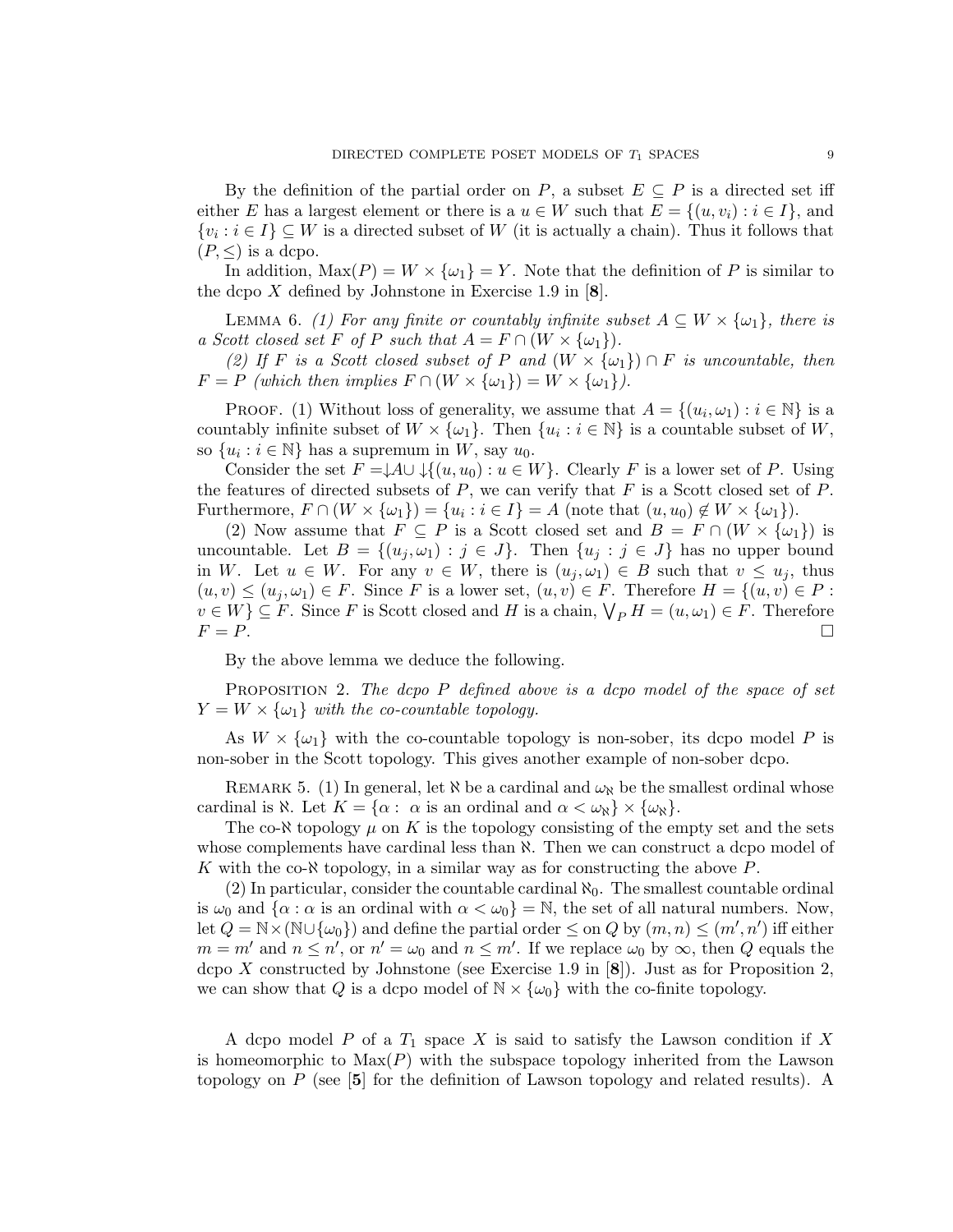By the definition of the partial order on $P$, a subset $E \subseteq P$ is a directed set iff either $E$ has a largest element or there is a $u \in W$ such that $E = \{(u, v_i) : i \in I\}$, and $\{v_i : i \in I\} \subseteq W$ is a directed subset of $W$ (it is actually a chain). Thus it follows that $(P, \leq)$ is a dcpo.

In addition, $\mathrm{Max}(P) = W \times \{\omega_1\} = Y$. Note that the definition of $P$ is similar to the dcpo $X$ defined by Johnstone in Exercise 1.9 in [**8**].

Lemma 6. *(1) For any finite or countably infinite subset $A \subseteq W \times \{\omega_1\}$, there is a Scott closed set $F$ of $P$ such that $A = F \cap (W \times \{\omega_1\})$.*

*(2) If $F$ is a Scott closed subset of $P$ and $(W \times \{\omega_1\}) \cap F$ is uncountable, then $F = P$ (which then implies $F \cap (W \times \{\omega_1\}) = W \times \{\omega_1\}$).*

Proof. (1) Without loss of generality, we assume that $A = \{(u_i, \omega_1) : i \in \mathbb{N}\}$ is a countably infinite subset of $W \times \{\omega_1\}$. Then $\{u_i : i \in \mathbb{N}\}$ is a countable subset of $W$, so $\{u_i : i \in \mathbb{N}\}$ has a supremum in $W$, say $u_0$.

Consider the set $F = \downarrow A \cup \downarrow\{(u, u_0) : u \in W\}$. Clearly $F$ is a lower set of $P$. Using the features of directed subsets of $P$, we can verify that $F$ is a Scott closed set of $P$. Furthermore, $F \cap (W \times \{\omega_1\}) = \{u_i : i \in I\} = A$ (note that $(u, u_0) \notin W \times \{\omega_1\}$).

(2) Now assume that $F \subseteq P$ is a Scott closed set and $B = F \cap (W \times \{\omega_1\})$ is uncountable. Let $B = \{(u_j, \omega_1) : j \in J\}$. Then $\{u_j : j \in J\}$ has no upper bound in $W$. Let $u \in W$. For any $v \in W$, there is $(u_j, \omega_1) \in B$ such that $v \leq u_j$, thus $(u, v) \leq (u_j, \omega_1) \in F$. Since $F$ is a lower set, $(u, v) \in F$. Therefore $H = \{(u, v) \in P : v \in W\} \subseteq F$. Since $F$ is Scott closed and $H$ is a chain, $\bigvee_P H = (u, \omega_1) \in F$. Therefore $F = P$. $\square$

By the above lemma we deduce the following.

Proposition 2. *The dcpo $P$ defined above is a dcpo model of the space of set $Y = W \times \{\omega_1\}$ with the co-countable topology.*

As $W \times \{\omega_1\}$ with the co-countable topology is non-sober, its dcpo model $P$ is non-sober in the Scott topology. This gives another example of non-sober dcpo.

Remark 5. (1) In general, let $\aleph$ be a cardinal and $\omega_\aleph$ be the smallest ordinal whose cardinal is $\aleph$. Let $K = \{\alpha : \alpha \text{ is an ordinal and } \alpha < \omega_\aleph\} \times \{\omega_\aleph\}$.

The co-$\aleph$ topology $\mu$ on $K$ is the topology consisting of the empty set and the sets whose complements have cardinal less than $\aleph$. Then we can construct a dcpo model of $K$ with the co-$\aleph$ topology, in a similar way as for constructing the above $P$.

(2) In particular, consider the countable cardinal $\aleph_0$. The smallest countable ordinal is $\omega_0$ and $\{\alpha : \alpha \text{ is an ordinal with } \alpha < \omega_0\} = \mathbb{N}$, the set of all natural numbers. Now, let $Q = \mathbb{N} \times (\mathbb{N} \cup \{\omega_0\})$ and define the partial order $\leq$ on $Q$ by $(m, n) \leq (m', n')$ iff either $m = m'$ and $n \leq n'$, or $n' = \omega_0$ and $n \leq m'$. If we replace $\omega_0$ by $\infty$, then $Q$ equals the dcpo $X$ constructed by Johnstone (see Exercise 1.9 in [**8**]). Just as for Proposition 2, we can show that $Q$ is a dcpo model of $\mathbb{N} \times \{\omega_0\}$ with the co-finite topology.

A dcpo model $P$ of a $T_1$ space $X$ is said to satisfy the Lawson condition if $X$ is homeomorphic to $\mathrm{Max}(P)$ with the subspace topology inherited from the Lawson topology on $P$ (see [**5**] for the definition of Lawson topology and related results). A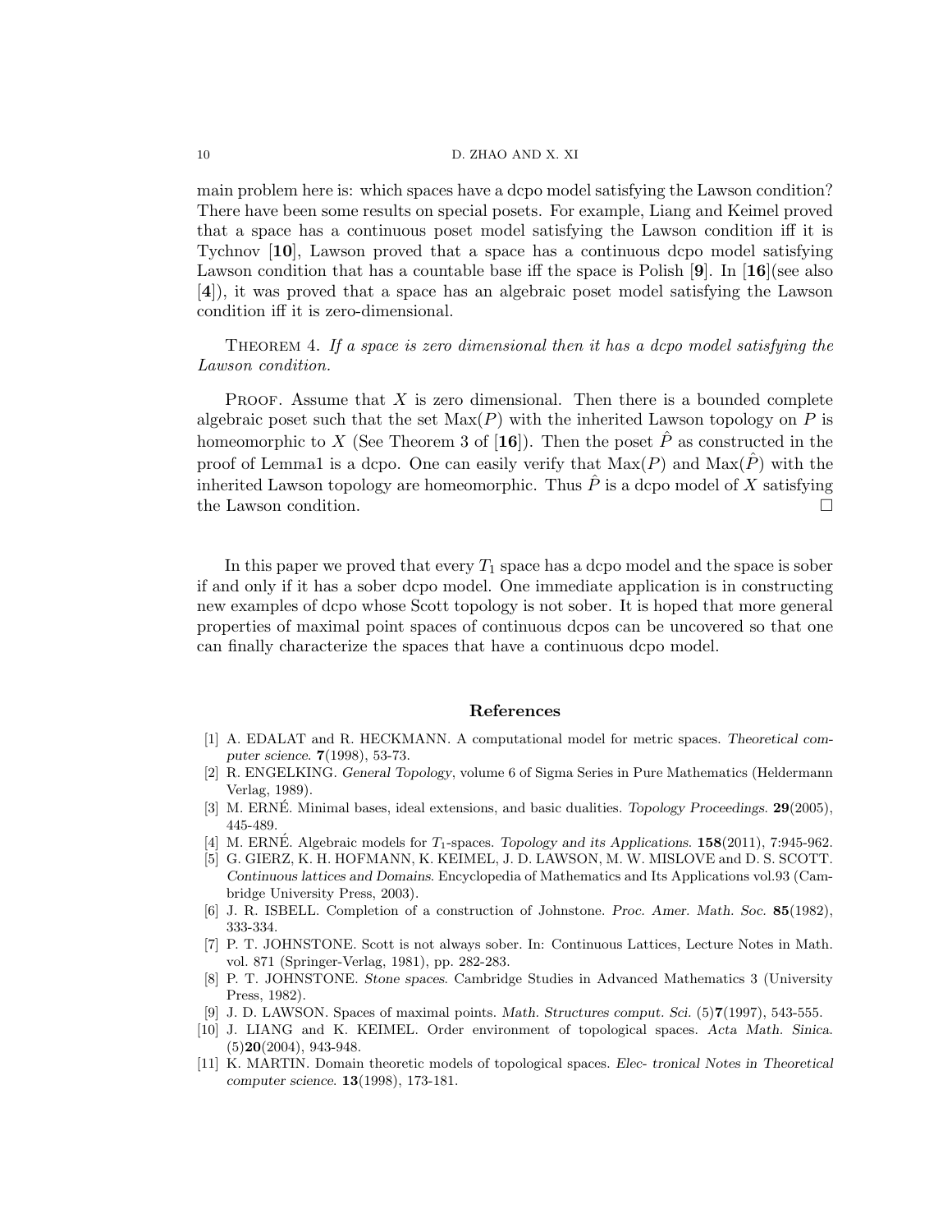main problem here is: which spaces have a dcpo model satisfying the Lawson condition? There have been some results on special posets. For example, Liang and Keimel proved that a space has a continuous poset model satisfying the Lawson condition iff it is Tychnov [**10**], Lawson proved that a space has a continuous dcpo model satisfying Lawson condition that has a countable base iff the space is Polish [**9**]. In [**16**](see also [**4**]), it was proved that a space has an algebraic poset model satisfying the Lawson condition iff it is zero-dimensional.

THEOREM 4. *If a space is zero dimensional then it has a dcpo model satisfying the Lawson condition.*

PROOF. Assume that $X$ is zero dimensional. Then there is a bounded complete algebraic poset such that the set $\mathrm{Max}(P)$ with the inherited Lawson topology on $P$ is homeomorphic to $X$ (See Theorem 3 of [**16**]). Then the poset $\hat{P}$ as constructed in the proof of Lemma1 is a dcpo. One can easily verify that $\mathrm{Max}(P)$ and $\mathrm{Max}(\hat{P})$ with the inherited Lawson topology are homeomorphic. Thus $\hat{P}$ is a dcpo model of $X$ satisfying the Lawson condition. □

In this paper we proved that every $T_1$ space has a dcpo model and the space is sober if and only if it has a sober dcpo model. One immediate application is in constructing new examples of dcpo whose Scott topology is not sober. It is hoped that more general properties of maximal point spaces of continuous dcpos can be uncovered so that one can finally characterize the spaces that have a continuous dcpo model.

## References

[1] A. EDALAT and R. HECKMANN. A computational model for metric spaces. *Theoretical computer science.* **7**(1998), 53-73.

[2] R. ENGELKING. *General Topology*, volume 6 of Sigma Series in Pure Mathematics (Heldermann Verlag, 1989).

[3] M. ERNÉ. Minimal bases, ideal extensions, and basic dualities. *Topology Proceedings.* **29**(2005), 445-489.

[4] M. ERNÉ. Algebraic models for $T_1$-spaces. *Topology and its Applications.* **158**(2011), 7:945-962.

[5] G. GIERZ, K. H. HOFMANN, K. KEIMEL, J. D. LAWSON, M. W. MISLOVE and D. S. SCOTT. *Continuous lattices and Domains*. Encyclopedia of Mathematics and Its Applications vol.93 (Cambridge University Press, 2003).

[6] J. R. ISBELL. Completion of a construction of Johnstone. *Proc. Amer. Math. Soc.* **85**(1982), 333-334.

[7] P. T. JOHNSTONE. Scott is not always sober. In: Continuous Lattices, Lecture Notes in Math. vol. 871 (Springer-Verlag, 1981), pp. 282-283.

[8] P. T. JOHNSTONE. *Stone spaces*. Cambridge Studies in Advanced Mathematics 3 (University Press, 1982).

[9] J. D. LAWSON. Spaces of maximal points. *Math. Structures comput. Sci.* (5)**7**(1997), 543-555.

[10] J. LIANG and K. KEIMEL. Order environment of topological spaces. *Acta Math. Sinica.* (5)**20**(2004), 943-948.

[11] K. MARTIN. Domain theoretic models of topological spaces. *Elec- tronical Notes in Theoretical computer science.* **13**(1998), 173-181.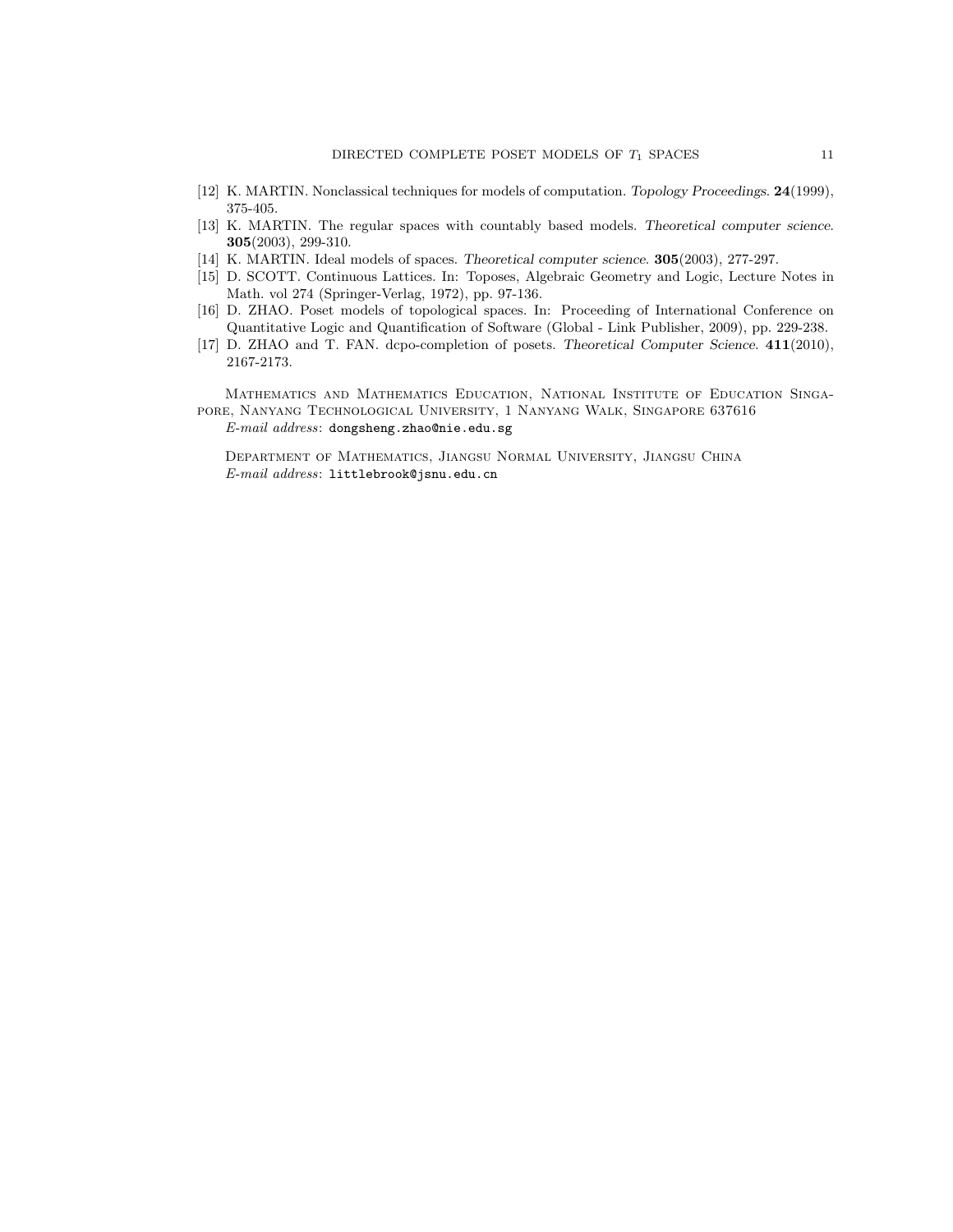[12] K. MARTIN. Nonclassical techniques for models of computation. *Topology Proceedings.* **24**(1999), 375-405.

[13] K. MARTIN. The regular spaces with countably based models. *Theoretical computer science.* **305**(2003), 299-310.

[14] K. MARTIN. Ideal models of spaces. *Theoretical computer science.* **305**(2003), 277-297.

[15] D. SCOTT. Continuous Lattices. In: Toposes, Algebraic Geometry and Logic, Lecture Notes in Math. vol 274 (Springer-Verlag, 1972), pp. 97-136.

[16] D. ZHAO. Poset models of topological spaces. In: Proceeding of International Conference on Quantitative Logic and Quantification of Software (Global - Link Publisher, 2009), pp. 229-238.

[17] D. ZHAO and T. FAN. dcpo-completion of posets. *Theoretical Computer Science.* **411**(2010), 2167-2173.

Mathematics and Mathematics Education, National Institute of Education Singapore, Nanyang Technological University, 1 Nanyang Walk, Singapore 637616

*E-mail address*: `dongsheng.zhao@nie.edu.sg`

Department of Mathematics, Jiangsu Normal University, Jiangsu China

*E-mail address*: `littlebrook@jsnu.edu.cn`